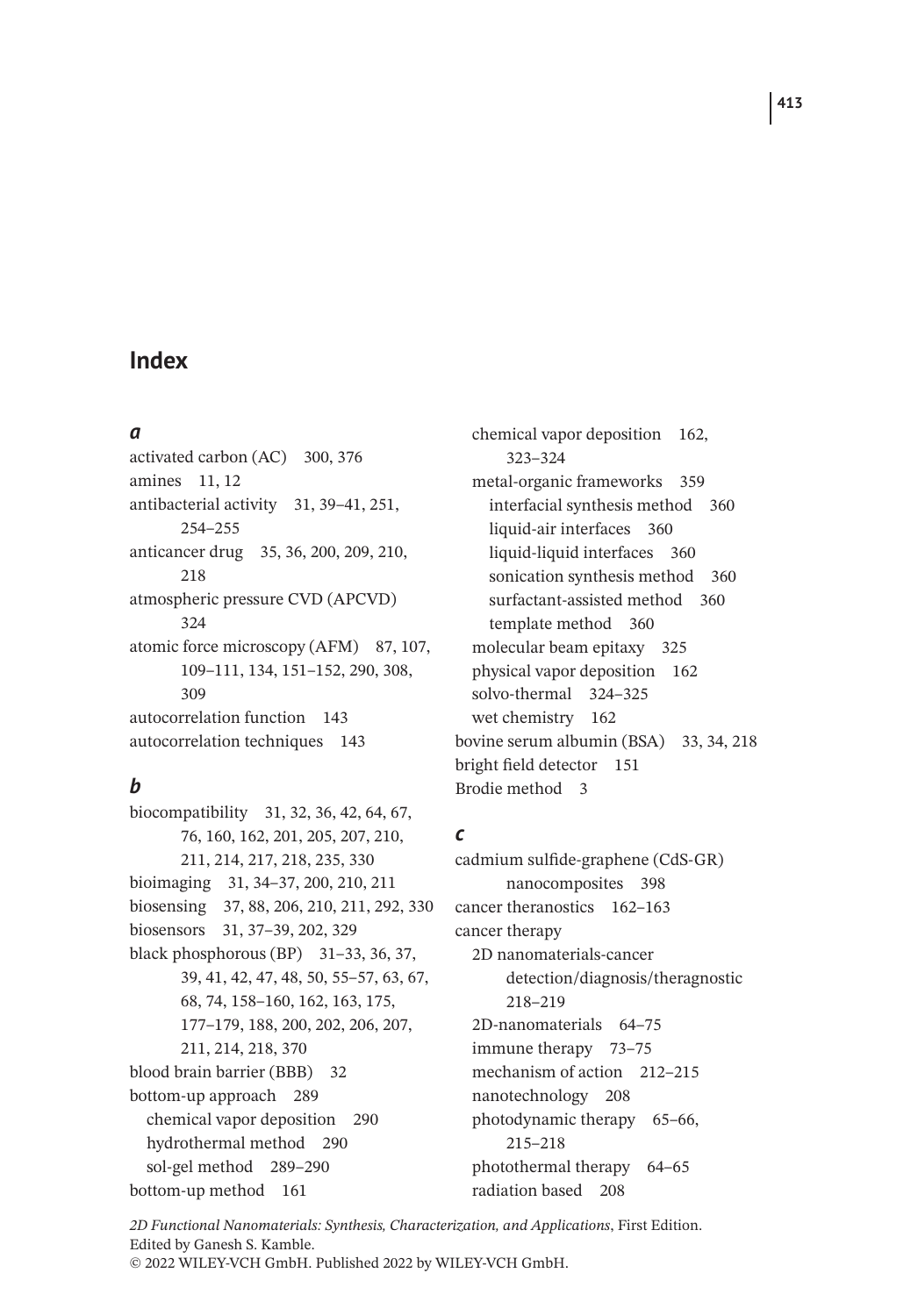# Index

### *a*

activated carbon (AC) 300, 376
amines 11, 12
antibacterial activity 31, 39–41, 251, 254–255
anticancer drug 35, 36, 200, 209, 210, 218
atmospheric pressure CVD (APCVD) 324
atomic force microscopy (AFM) 87, 107, 109–111, 134, 151–152, 290, 308, 309
autocorrelation function 143
autocorrelation techniques 143

### *b*

biocompatibility 31, 32, 36, 42, 64, 67, 76, 160, 162, 201, 205, 207, 210, 211, 214, 217, 218, 235, 330
bioimaging 31, 34–37, 200, 210, 211
biosensing 37, 88, 206, 210, 211, 292, 330
biosensors 31, 37–39, 202, 329
black phosphorous (BP) 31–33, 36, 37, 39, 41, 42, 47, 48, 50, 55–57, 63, 67, 68, 74, 158–160, 162, 163, 175, 177–179, 188, 200, 202, 206, 207, 211, 214, 218, 370
blood brain barrier (BBB) 32
bottom-up approach 289
- chemical vapor deposition 290
- hydrothermal method 290
- sol-gel method 289–290

bottom-up method 161
- chemical vapor deposition 162, 323–324
- metal-organic frameworks 359
  - interfacial synthesis method 360
  - liquid-air interfaces 360
  - liquid-liquid interfaces 360
  - sonication synthesis method 360
  - surfactant-assisted method 360
  - template method 360
- molecular beam epitaxy 325
- physical vapor deposition 162
- solvo-thermal 324–325
- wet chemistry 162

bovine serum albumin (BSA) 33, 34, 218
bright field detector 151
Brodie method 3

### *c*

cadmium sulfide-graphene (CdS-GR) nanocomposites 398
cancer theranostics 162–163
cancer therapy
- 2D nanomaterials-cancer detection/diagnosis/theragnostic 218–219
- 2D-nanomaterials 64–75
- immune therapy 73–75
- mechanism of action 212–215
- nanotechnology 208
- photodynamic therapy 65–66, 215–218
- photothermal therapy 64–65
- radiation based 208

*2D Functional Nanomaterials: Synthesis, Characterization, and Applications*, First Edition. Edited by Ganesh S. Kamble.
© 2022 WILEY-VCH GmbH. Published 2022 by WILEY-VCH GmbH.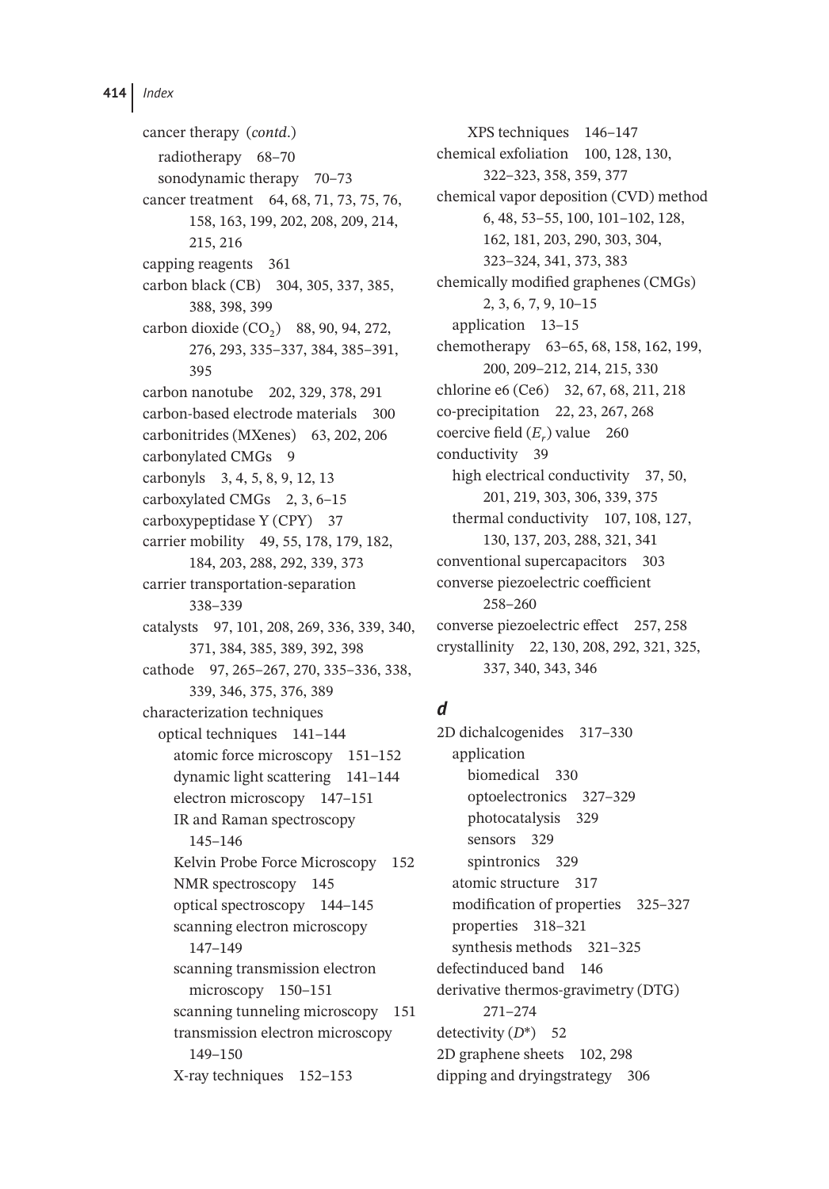cancer therapy (*contd.*)
  radiotherapy 68–70
  sonodynamic therapy 70–73
cancer treatment 64, 68, 71, 73, 75, 76, 158, 163, 199, 202, 208, 209, 214, 215, 216
capping reagents 361
carbon black (CB) 304, 305, 337, 385, 388, 398, 399
carbon dioxide ($CO_2$) 88, 90, 94, 272, 276, 293, 335–337, 384, 385–391, 395
carbon nanotube 202, 329, 378, 291
carbon-based electrode materials 300
carbonitrides (MXenes) 63, 202, 206
carbonylated CMGs 9
carbonyls 3, 4, 5, 8, 9, 12, 13
carboxylated CMGs 2, 3, 6–15
carboxypeptidase Y (CPY) 37
carrier mobility 49, 55, 178, 179, 182, 184, 203, 288, 292, 339, 373
carrier transportation-separation 338–339
catalysts 97, 101, 208, 269, 336, 339, 340, 371, 384, 385, 389, 392, 398
cathode 97, 265–267, 270, 335–336, 338, 339, 346, 375, 376, 389
characterization techniques
  optical techniques 141–144
    atomic force microscopy 151–152
    dynamic light scattering 141–144
    electron microscopy 147–151
    IR and Raman spectroscopy 145–146
    Kelvin Probe Force Microscopy 152
    NMR spectroscopy 145
    optical spectroscopy 144–145
    scanning electron microscopy 147–149
    scanning transmission electron microscopy 150–151
    scanning tunneling microscopy 151
    transmission electron microscopy 149–150
    X-ray techniques 152–153
    XPS techniques 146–147
chemical exfoliation 100, 128, 130, 322–323, 358, 359, 377
chemical vapor deposition (CVD) method 6, 48, 53–55, 100, 101–102, 128, 162, 181, 203, 290, 303, 304, 323–324, 341, 373, 383
chemically modified graphenes (CMGs) 2, 3, 6, 7, 9, 10–15
  application 13–15
chemotherapy 63–65, 68, 158, 162, 199, 200, 209–212, 214, 215, 330
chlorine e6 (Ce6) 32, 67, 68, 211, 218
co-precipitation 22, 23, 267, 268
coercive field ($E_r$) value 260
conductivity 39
  high electrical conductivity 37, 50, 201, 219, 303, 306, 339, 375
  thermal conductivity 107, 108, 127, 130, 137, 203, 288, 321, 341
conventional supercapacitors 303
converse piezoelectric coefficient 258–260
converse piezoelectric effect 257, 258
crystallinity 22, 130, 208, 292, 321, 325, 337, 340, 343, 346

## *d*

2D dichalcogenides 317–330
  application
    biomedical 330
    optoelectronics 327–329
    photocatalysis 329
    sensors 329
    spintronics 329
  atomic structure 317
  modification of properties 325–327
  properties 318–321
  synthesis methods 321–325
defectinduced band 146
derivative thermos-gravimetry (DTG) 271–274
detectivity ($D^*$) 52
2D graphene sheets 102, 298
dipping and dryingstrategy 306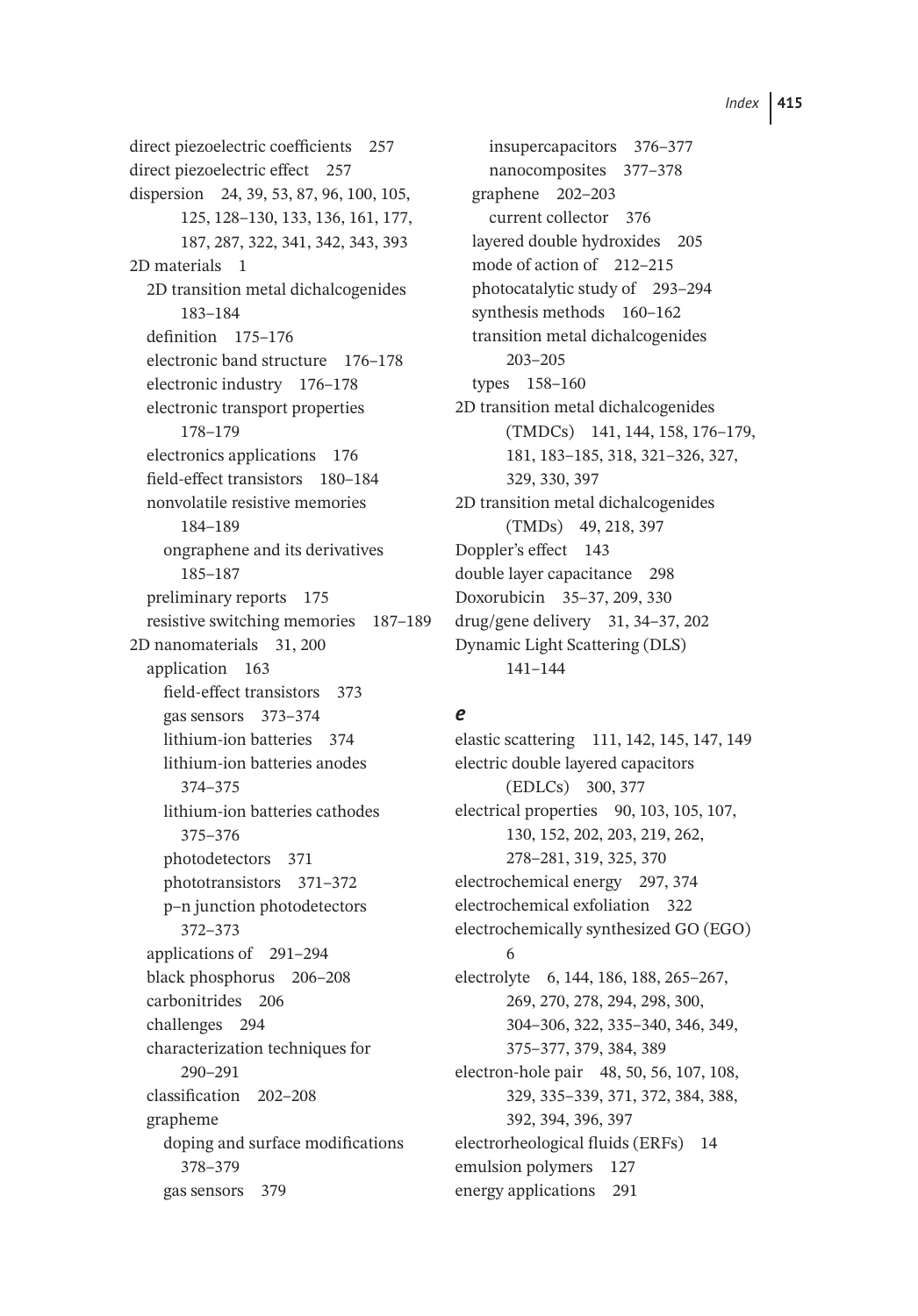direct piezoelectric coefficients 257
direct piezoelectric effect 257
dispersion 24, 39, 53, 87, 96, 100, 105, 125, 128–130, 133, 136, 161, 177, 187, 287, 322, 341, 342, 343, 393
2D materials 1
  2D transition metal dichalcogenides 183–184
  definition 175–176
  electronic band structure 176–178
  electronic industry 176–178
  electronic transport properties 178–179
  electronics applications 176
  field-effect transistors 180–184
  nonvolatile resistive memories 184–189
    ongraphene and its derivatives 185–187
  preliminary reports 175
  resistive switching memories 187–189
2D nanomaterials 31, 200
  application 163
    field-effect transistors 373
    gas sensors 373–374
    lithium-ion batteries 374
    lithium-ion batteries anodes 374–375
    lithium-ion batteries cathodes 375–376
    photodetectors 371
    phototransistors 371–372
    p–n junction photodetectors 372–373
  applications of 291–294
  black phosphorus 206–208
  carbonitrides 206
  challenges 294
  characterization techniques for 290–291
  classification 202–208
  grapheme
    doping and surface modifications 378–379
    gas sensors 379
    insupercapacitors 376–377
    nanocomposites 377–378
  graphene 202–203
    current collector 376
  layered double hydroxides 205
  mode of action of 212–215
  photocatalytic study of 293–294
  synthesis methods 160–162
  transition metal dichalcogenides 203–205
  types 158–160
2D transition metal dichalcogenides (TMDCs) 141, 144, 158, 176–179, 181, 183–185, 318, 321–326, 327, 329, 330, 397
2D transition metal dichalcogenides (TMDs) 49, 218, 397
Doppler's effect 143
double layer capacitance 298
Doxorubicin 35–37, 209, 330
drug/gene delivery 31, 34–37, 202
Dynamic Light Scattering (DLS) 141–144

### *e*

elastic scattering 111, 142, 145, 147, 149
electric double layered capacitors (EDLCs) 300, 377
electrical properties 90, 103, 105, 107, 130, 152, 202, 203, 219, 262, 278–281, 319, 325, 370
electrochemical energy 297, 374
electrochemical exfoliation 322
electrochemically synthesized GO (EGO) 6
electrolyte 6, 144, 186, 188, 265–267, 269, 270, 278, 294, 298, 300, 304–306, 322, 335–340, 346, 349, 375–377, 379, 384, 389
electron-hole pair 48, 50, 56, 107, 108, 329, 335–339, 371, 372, 384, 388, 392, 394, 396, 397
electrorheological fluids (ERFs) 14
emulsion polymers 127
energy applications 291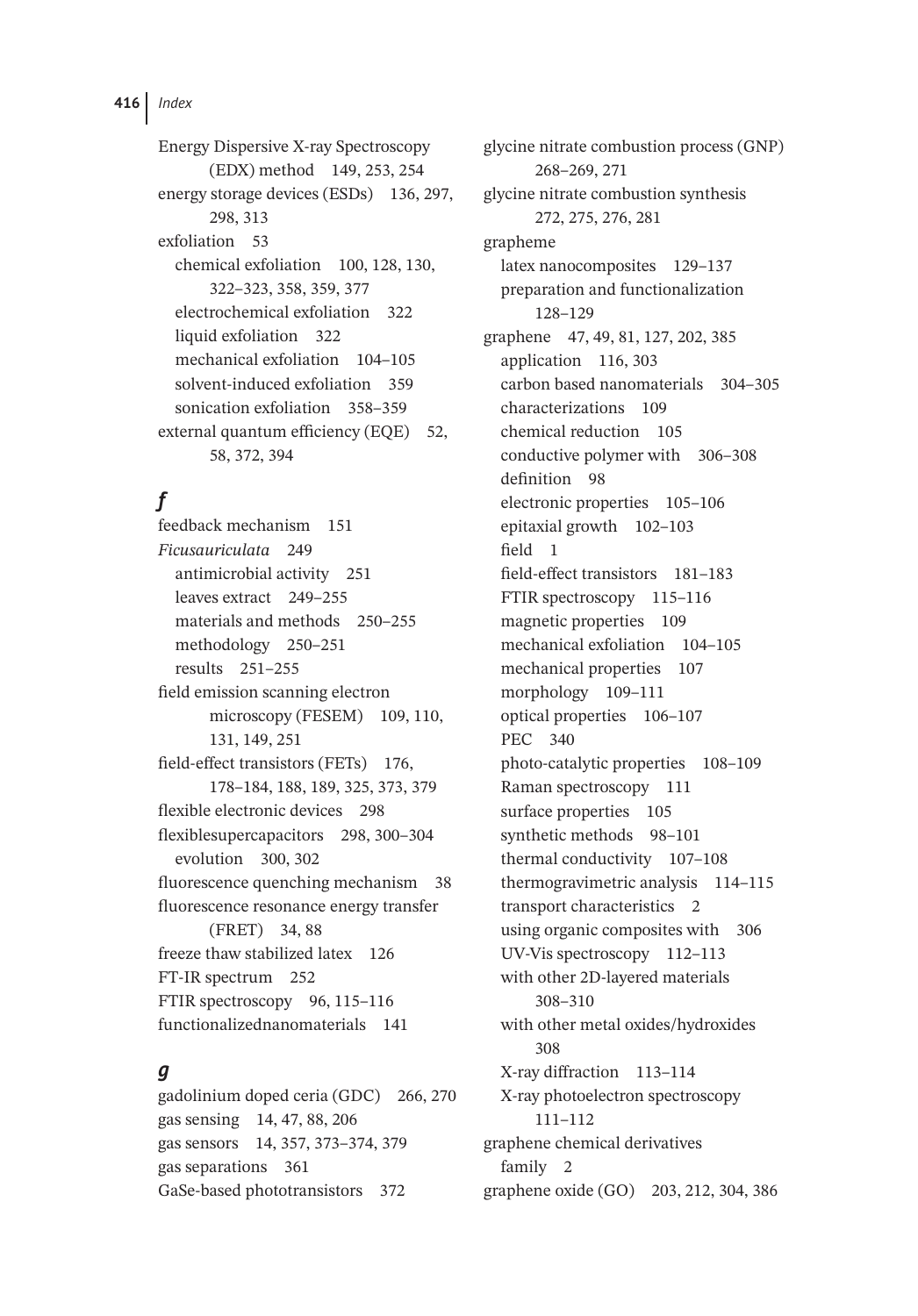Energy Dispersive X-ray Spectroscopy (EDX) method 149, 253, 254
energy storage devices (ESDs) 136, 297, 298, 313
exfoliation 53
  chemical exfoliation 100, 128, 130, 322–323, 358, 359, 377
  electrochemical exfoliation 322
  liquid exfoliation 322
  mechanical exfoliation 104–105
  solvent-induced exfoliation 359
  sonication exfoliation 358–359
external quantum efficiency (EQE) 52, 58, 372, 394

## *f*

feedback mechanism 151
*Ficusauriculata* 249
  antimicrobial activity 251
  leaves extract 249–255
  materials and methods 250–255
  methodology 250–251
  results 251–255
field emission scanning electron microscopy (FESEM) 109, 110, 131, 149, 251
field-effect transistors (FETs) 176, 178–184, 188, 189, 325, 373, 379
flexible electronic devices 298
flexiblesupercapacitors 298, 300–304
  evolution 300, 302
fluorescence quenching mechanism 38
fluorescence resonance energy transfer (FRET) 34, 88
freeze thaw stabilized latex 126
FT-IR spectrum 252
FTIR spectroscopy 96, 115–116
functionalizednanomaterials 141

## *g*

gadolinium doped ceria (GDC) 266, 270
gas sensing 14, 47, 88, 206
gas sensors 14, 357, 373–374, 379
gas separations 361
GaSe-based phototransistors 372
glycine nitrate combustion process (GNP) 268–269, 271
glycine nitrate combustion synthesis 272, 275, 276, 281
grapheme
  latex nanocomposites 129–137
  preparation and functionalization 128–129
graphene 47, 49, 81, 127, 202, 385
  application 116, 303
  carbon based nanomaterials 304–305
  characterizations 109
  chemical reduction 105
  conductive polymer with 306–308
  definition 98
  electronic properties 105–106
  epitaxial growth 102–103
  field 1
  field-effect transistors 181–183
  FTIR spectroscopy 115–116
  magnetic properties 109
  mechanical exfoliation 104–105
  mechanical properties 107
  morphology 109–111
  optical properties 106–107
  PEC 340
  photo-catalytic properties 108–109
  Raman spectroscopy 111
  surface properties 105
  synthetic methods 98–101
  thermal conductivity 107–108
  thermogravimetric analysis 114–115
  transport characteristics 2
  using organic composites with 306
  UV-Vis spectroscopy 112–113
  with other 2D-layered materials 308–310
  with other metal oxides/hydroxides 308
  X-ray diffraction 113–114
  X-ray photoelectron spectroscopy 111–112
graphene chemical derivatives
  family 2
graphene oxide (GO) 203, 212, 304, 386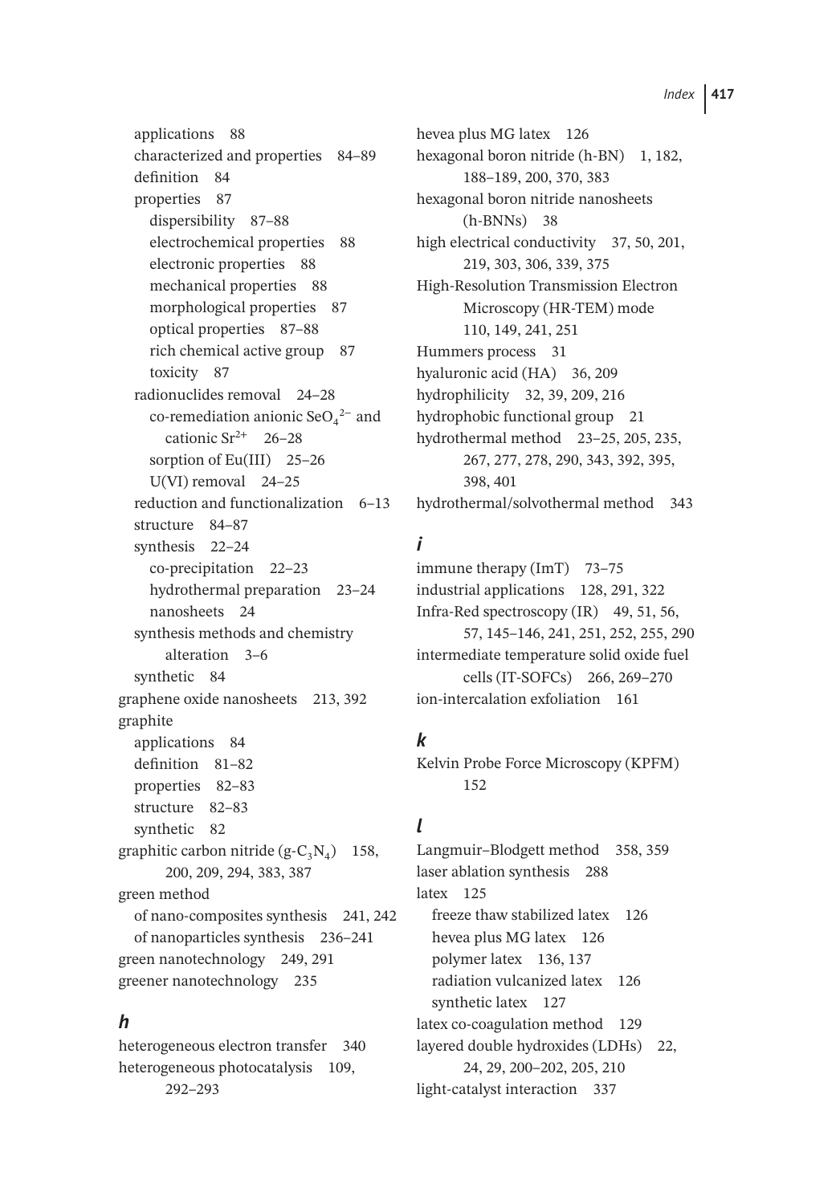applications 88
characterized and properties 84–89
definition 84
properties 87
dispersibility 87–88
electrochemical properties 88
electronic properties 88
mechanical properties 88
morphological properties 87
optical properties 87–88
rich chemical active group 87
toxicity 87
radionuclides removal 24–28
co-remediation anionic $SeO_4^{2-}$ and cationic $Sr^{2+}$ 26–28
sorption of Eu(III) 25–26
U(VI) removal 24–25
reduction and functionalization 6–13
structure 84–87
synthesis 22–24
co-precipitation 22–23
hydrothermal preparation 23–24
nanosheets 24
synthesis methods and chemistry alteration 3–6
synthetic 84
graphene oxide nanosheets 213, 392
graphite
applications 84
definition 81–82
properties 82–83
structure 82–83
synthetic 82
graphitic carbon nitride ($g$-$C_3N_4$) 158, 200, 209, 294, 383, 387
green method
of nano-composites synthesis 241, 242
of nanoparticles synthesis 236–241
green nanotechnology 249, 291
greener nanotechnology 235

## *h*

heterogeneous electron transfer 340
heterogeneous photocatalysis 109, 292–293
hevea plus MG latex 126
hexagonal boron nitride (h-BN) 1, 182, 188–189, 200, 370, 383
hexagonal boron nitride nanosheets (h-BNNs) 38
high electrical conductivity 37, 50, 201, 219, 303, 306, 339, 375
High-Resolution Transmission Electron Microscopy (HR-TEM) mode 110, 149, 241, 251
Hummers process 31
hyaluronic acid (HA) 36, 209
hydrophilicity 32, 39, 209, 216
hydrophobic functional group 21
hydrothermal method 23–25, 205, 235, 267, 277, 278, 290, 343, 392, 395, 398, 401
hydrothermal/solvothermal method 343

## *i*

immune therapy (ImT) 73–75
industrial applications 128, 291, 322
Infra-Red spectroscopy (IR) 49, 51, 56, 57, 145–146, 241, 251, 252, 255, 290
intermediate temperature solid oxide fuel cells (IT-SOFCs) 266, 269–270
ion-intercalation exfoliation 161

## *k*

Kelvin Probe Force Microscopy (KPFM) 152

## *l*

Langmuir–Blodgett method 358, 359
laser ablation synthesis 288
latex 125
freeze thaw stabilized latex 126
hevea plus MG latex 126
polymer latex 136, 137
radiation vulcanized latex 126
synthetic latex 127
latex co-coagulation method 129
layered double hydroxides (LDHs) 22, 24, 29, 200–202, 205, 210
light-catalyst interaction 337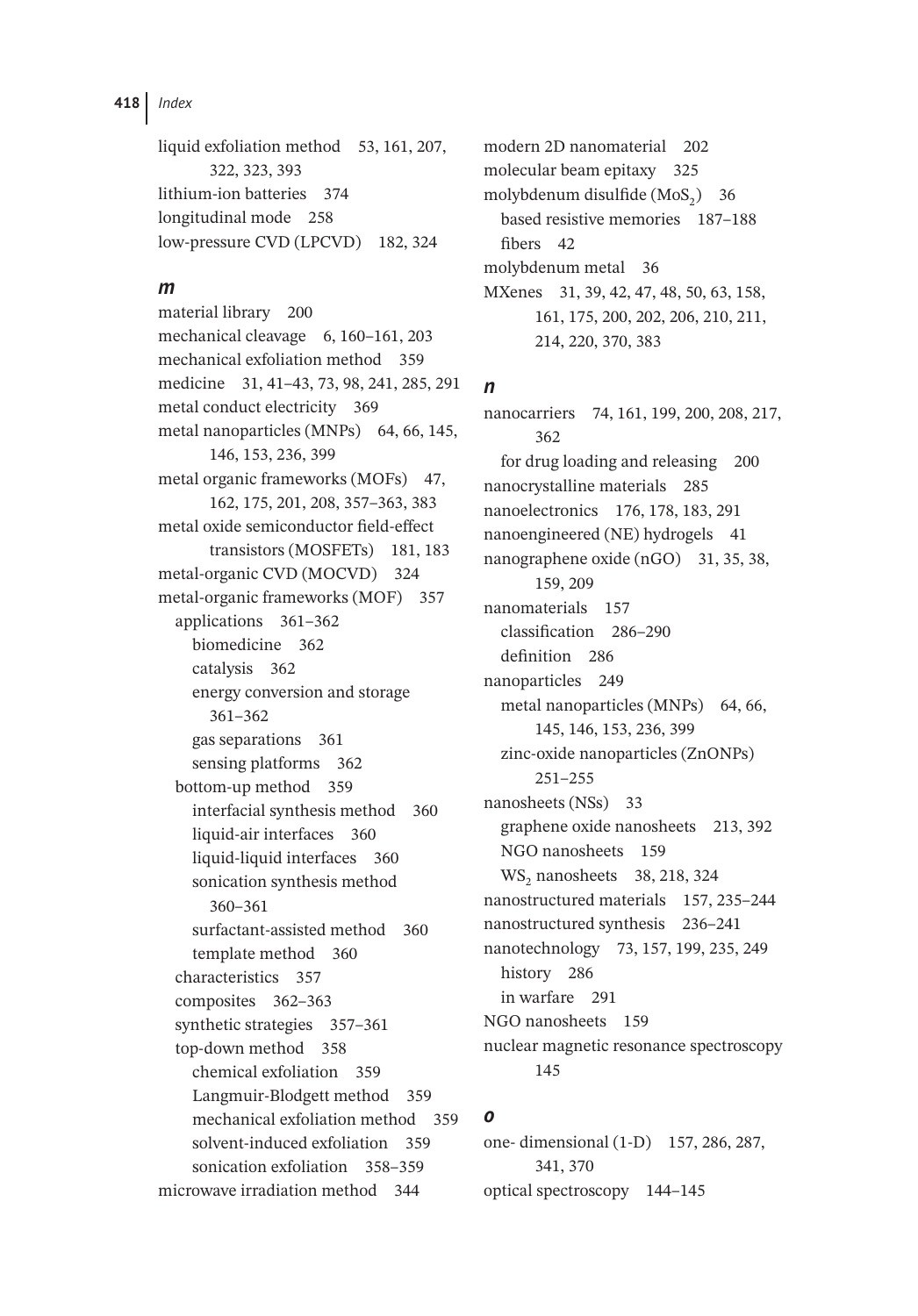liquid exfoliation method 53, 161, 207, 322, 323, 393
lithium-ion batteries 374
longitudinal mode 258
low-pressure CVD (LPCVD) 182, 324

### *m*

material library 200
mechanical cleavage 6, 160–161, 203
mechanical exfoliation method 359
medicine 31, 41–43, 73, 98, 241, 285, 291
metal conduct electricity 369
metal nanoparticles (MNPs) 64, 66, 145, 146, 153, 236, 399
metal organic frameworks (MOFs) 47, 162, 175, 201, 208, 357–363, 383
metal oxide semiconductor field-effect transistors (MOSFETs) 181, 183
metal-organic CVD (MOCVD) 324
metal-organic frameworks (MOF) 357
- applications 361–362
  - biomedicine 362
  - catalysis 362
  - energy conversion and storage 361–362
  - gas separations 361
  - sensing platforms 362
- bottom-up method 359
  - interfacial synthesis method 360
  - liquid-air interfaces 360
  - liquid-liquid interfaces 360
  - sonication synthesis method 360–361
  - surfactant-assisted method 360
  - template method 360
- characteristics 357
- composites 362–363
- synthetic strategies 357–361
- top-down method 358
  - chemical exfoliation 359
  - Langmuir-Blodgett method 359
  - mechanical exfoliation method 359
  - solvent-induced exfoliation 359
  - sonication exfoliation 358–359

microwave irradiation method 344
modern 2D nanomaterial 202
molecular beam epitaxy 325
molybdenum disulfide ($MoS_2$) 36
- based resistive memories 187–188
- fibers 42

molybdenum metal 36
MXenes 31, 39, 42, 47, 48, 50, 63, 158, 161, 175, 200, 202, 206, 210, 211, 214, 220, 370, 383

### *n*

nanocarriers 74, 161, 199, 200, 208, 217, 362
- for drug loading and releasing 200

nanocrystalline materials 285
nanoelectronics 176, 178, 183, 291
nanoengineered (NE) hydrogels 41
nanographene oxide (nGO) 31, 35, 38, 159, 209
nanomaterials 157
- classification 286–290
- definition 286

nanoparticles 249
- metal nanoparticles (MNPs) 64, 66, 145, 146, 153, 236, 399
- zinc-oxide nanoparticles (ZnONPs) 251–255

nanosheets (NSs) 33
- graphene oxide nanosheets 213, 392
- NGO nanosheets 159
- $WS_2$ nanosheets 38, 218, 324

nanostructured materials 157, 235–244
nanostructured synthesis 236–241
nanotechnology 73, 157, 199, 235, 249
- history 286
- in warfare 291

NGO nanosheets 159
nuclear magnetic resonance spectroscopy 145

### *o*

one- dimensional (1-D) 157, 286, 287, 341, 370
optical spectroscopy 144–145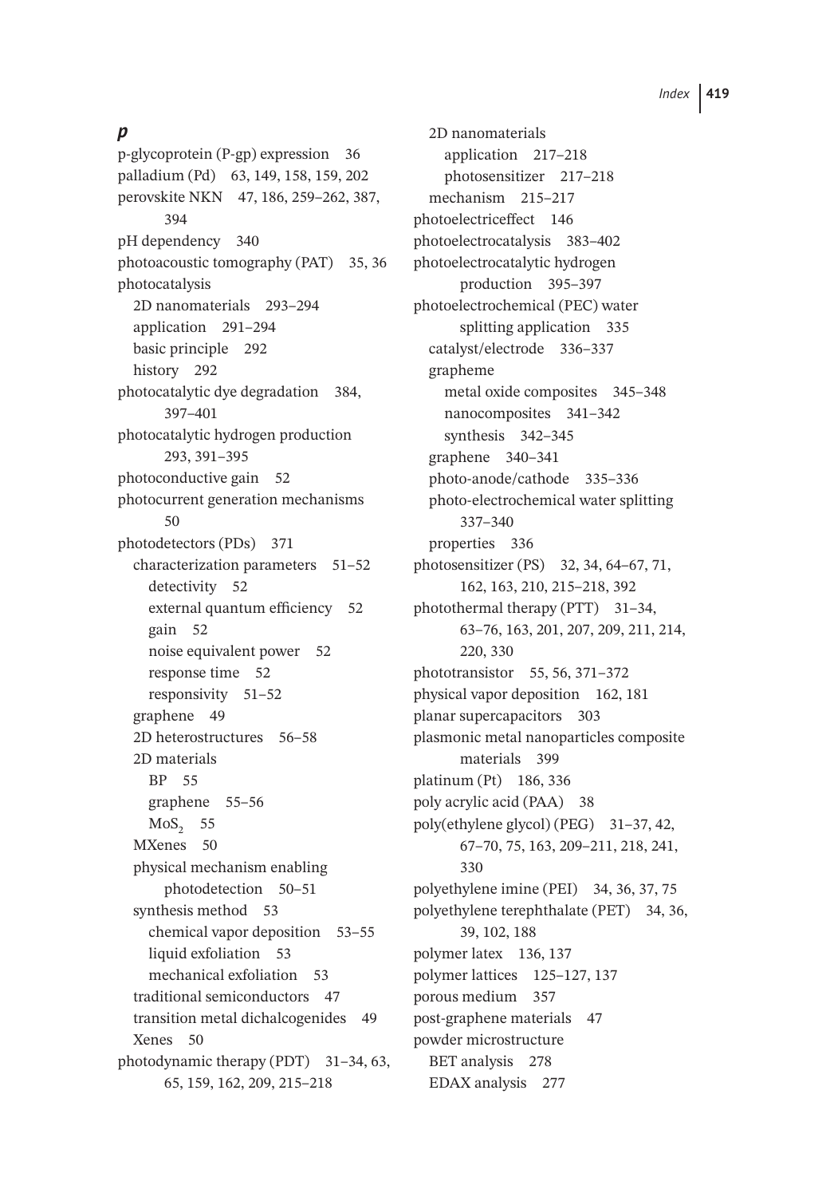## p

p-glycoprotein (P-gp) expression 36
palladium (Pd) 63, 149, 158, 159, 202
perovskite NKN 47, 186, 259–262, 387, 394
pH dependency 340
photoacoustic tomography (PAT) 35, 36
photocatalysis
- 2D nanomaterials 293–294
- application 291–294
- basic principle 292
- history 292

photocatalytic dye degradation 384, 397–401
photocatalytic hydrogen production 293, 391–395
photoconductive gain 52
photocurrent generation mechanisms 50
photodetectors (PDs) 371
- characterization parameters 51–52
  - detectivity 52
  - external quantum efficiency 52
  - gain 52
  - noise equivalent power 52
  - response time 52
  - responsivity 51–52
- graphene 49
- 2D heterostructures 56–58
- 2D materials
  - BP 55
  - graphene 55–56
  - $MoS_2$ 55
- MXenes 50
- physical mechanism enabling photodetection 50–51
- synthesis method 53
  - chemical vapor deposition 53–55
  - liquid exfoliation 53
  - mechanical exfoliation 53
- traditional semiconductors 47
- transition metal dichalcogenides 49
- Xenes 50

photodynamic therapy (PDT) 31–34, 63, 65, 159, 162, 209, 215–218
- 2D nanomaterials
  - application 217–218
  - photosensitizer 217–218
- mechanism 215–217

photoelectriceffect 146
photoelectrocatalysis 383–402
photoelectrocatalytic hydrogen production 395–397
photoelectrochemical (PEC) water splitting application 335
- catalyst/electrode 336–337
- grapheme
  - metal oxide composites 345–348
  - nanocomposites 341–342
  - synthesis 342–345
- graphene 340–341
- photo-anode/cathode 335–336
- photo-electrochemical water splitting 337–340
- properties 336

photosensitizer (PS) 32, 34, 64–67, 71, 162, 163, 210, 215–218, 392
photothermal therapy (PTT) 31–34, 63–76, 163, 201, 207, 209, 211, 214, 220, 330
phototransistor 55, 56, 371–372
physical vapor deposition 162, 181
planar supercapacitors 303
plasmonic metal nanoparticles composite materials 399
platinum (Pt) 186, 336
poly acrylic acid (PAA) 38
poly(ethylene glycol) (PEG) 31–37, 42, 67–70, 75, 163, 209–211, 218, 241, 330
polyethylene imine (PEI) 34, 36, 37, 75
polyethylene terephthalate (PET) 34, 36, 39, 102, 188
polymer latex 136, 137
polymer lattices 125–127, 137
porous medium 357
post-graphene materials 47
powder microstructure
- BET analysis 278
- EDAX analysis 277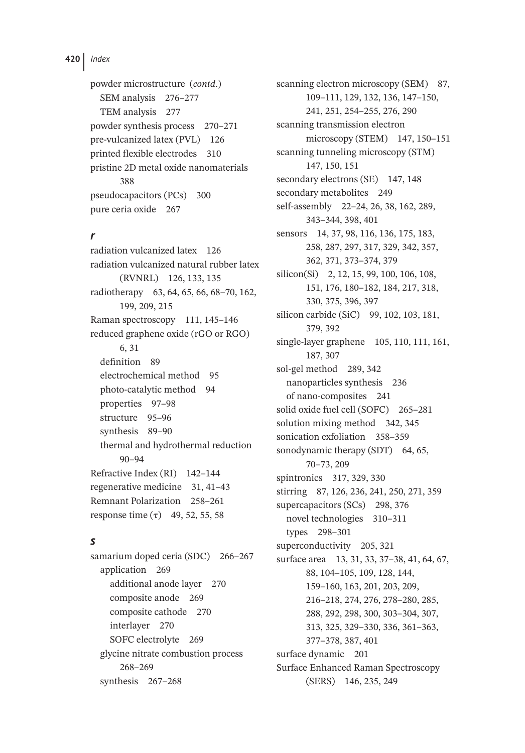powder microstructure (*contd.*)
  SEM analysis 276–277
  TEM analysis 277
powder synthesis process 270–271
pre-vulcanized latex (PVL) 126
printed flexible electrodes 310
pristine 2D metal oxide nanomaterials 388
pseudocapacitors (PCs) 300
pure ceria oxide 267

### *r*

radiation vulcanized latex 126
radiation vulcanized natural rubber latex (RVNRL) 126, 133, 135
radiotherapy 63, 64, 65, 66, 68–70, 162, 199, 209, 215
Raman spectroscopy 111, 145–146
reduced graphene oxide (rGO or RGO) 6, 31
  definition 89
  electrochemical method 95
  photo-catalytic method 94
  properties 97–98
  structure 95–96
  synthesis 89–90
  thermal and hydrothermal reduction 90–94
Refractive Index (RI) 142–144
regenerative medicine 31, 41–43
Remnant Polarization 258–261
response time (τ) 49, 52, 55, 58

### *s*

samarium doped ceria (SDC) 266–267
  application 269
    additional anode layer 270
    composite anode 269
    composite cathode 270
    interlayer 270
    SOFC electrolyte 269
  glycine nitrate combustion process 268–269
  synthesis 267–268
scanning electron microscopy (SEM) 87, 109–111, 129, 132, 136, 147–150, 241, 251, 254–255, 276, 290
scanning transmission electron microscopy (STEM) 147, 150–151
scanning tunneling microscopy (STM) 147, 150, 151
secondary electrons (SE) 147, 148
secondary metabolites 249
self-assembly 22–24, 26, 38, 162, 289, 343–344, 398, 401
sensors 14, 37, 98, 116, 136, 175, 183, 258, 287, 297, 317, 329, 342, 357, 362, 371, 373–374, 379
silicon(Si) 2, 12, 15, 99, 100, 106, 108, 151, 176, 180–182, 184, 217, 318, 330, 375, 396, 397
silicon carbide (SiC) 99, 102, 103, 181, 379, 392
single-layer graphene 105, 110, 111, 161, 187, 307
sol-gel method 289, 342
  nanoparticles synthesis 236
  of nano-composites 241
solid oxide fuel cell (SOFC) 265–281
solution mixing method 342, 345
sonication exfoliation 358–359
sonodynamic therapy (SDT) 64, 65, 70–73, 209
spintronics 317, 329, 330
stirring 87, 126, 236, 241, 250, 271, 359
supercapacitors (SCs) 298, 376
  novel technologies 310–311
  types 298–301
superconductivity 205, 321
surface area 13, 31, 33, 37–38, 41, 64, 67, 88, 104–105, 109, 128, 144, 159–160, 163, 201, 203, 209, 216–218, 274, 276, 278–280, 285, 288, 292, 298, 300, 303–304, 307, 313, 325, 329–330, 336, 361–363, 377–378, 387, 401
surface dynamic 201
Surface Enhanced Raman Spectroscopy (SERS) 146, 235, 249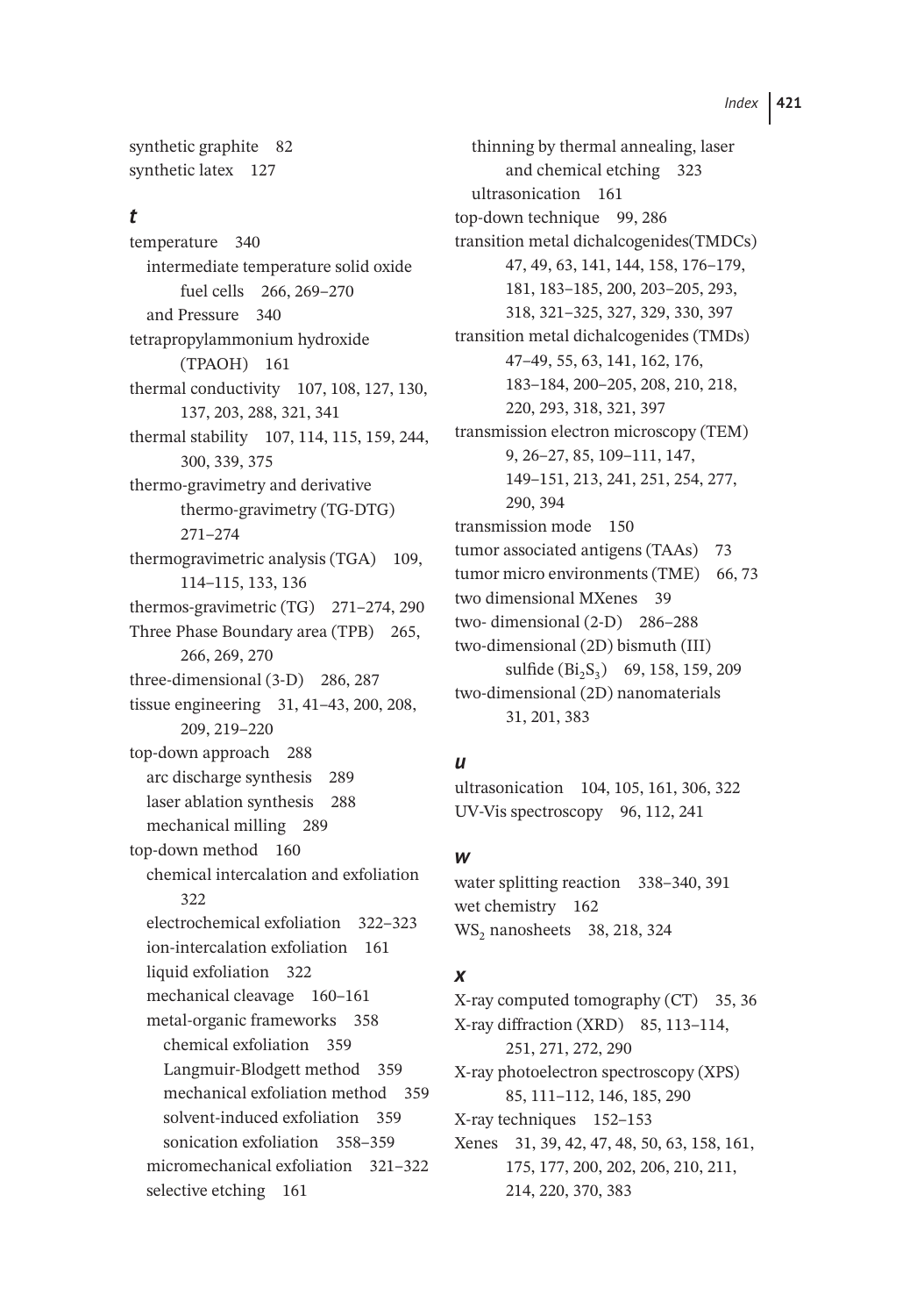synthetic graphite 82
synthetic latex 127

### t

temperature 340
- intermediate temperature solid oxide fuel cells 266, 269–270
- and Pressure 340

tetrapropylammonium hydroxide (TPAOH) 161
thermal conductivity 107, 108, 127, 130, 137, 203, 288, 321, 341
thermal stability 107, 114, 115, 159, 244, 300, 339, 375
thermo-gravimetry and derivative thermo-gravimetry (TG-DTG) 271–274
thermogravimetric analysis (TGA) 109, 114–115, 133, 136
thermos-gravimetric (TG) 271–274, 290
Three Phase Boundary area (TPB) 265, 266, 269, 270
three-dimensional (3-D) 286, 287
tissue engineering 31, 41–43, 200, 208, 209, 219–220
top-down approach 288
- arc discharge synthesis 289
- laser ablation synthesis 288
- mechanical milling 289

top-down method 160
- chemical intercalation and exfoliation 322
- electrochemical exfoliation 322–323
- ion-intercalation exfoliation 161
- liquid exfoliation 322
- mechanical cleavage 160–161
- metal-organic frameworks 358
  - chemical exfoliation 359
  - Langmuir-Blodgett method 359
  - mechanical exfoliation method 359
  - solvent-induced exfoliation 359
  - sonication exfoliation 358–359
- micromechanical exfoliation 321–322
- selective etching 161
- thinning by thermal annealing, laser and chemical etching 323
- ultrasonication 161

top-down technique 99, 286
transition metal dichalcogenides(TMDCs) 47, 49, 63, 141, 144, 158, 176–179, 181, 183–185, 200, 203–205, 293, 318, 321–325, 327, 329, 330, 397
transition metal dichalcogenides (TMDs) 47–49, 55, 63, 141, 162, 176, 183–184, 200–205, 208, 210, 218, 220, 293, 318, 321, 397
transmission electron microscopy (TEM) 9, 26–27, 85, 109–111, 147, 149–151, 213, 241, 251, 254, 277, 290, 394
transmission mode 150
tumor associated antigens (TAAs) 73
tumor micro environments (TME) 66, 73
two dimensional MXenes 39
two- dimensional (2-D) 286–288
two-dimensional (2D) bismuth (III) sulfide ($Bi_2S_3$) 69, 158, 159, 209
two-dimensional (2D) nanomaterials 31, 201, 383

### u

ultrasonication 104, 105, 161, 306, 322
UV-Vis spectroscopy 96, 112, 241

### w

water splitting reaction 338–340, 391
wet chemistry 162
$WS_2$ nanosheets 38, 218, 324

### x

X-ray computed tomography (CT) 35, 36
X-ray diffraction (XRD) 85, 113–114, 251, 271, 272, 290
X-ray photoelectron spectroscopy (XPS) 85, 111–112, 146, 185, 290
X-ray techniques 152–153
Xenes 31, 39, 42, 47, 48, 50, 63, 158, 161, 175, 177, 200, 202, 206, 210, 211, 214, 220, 370, 383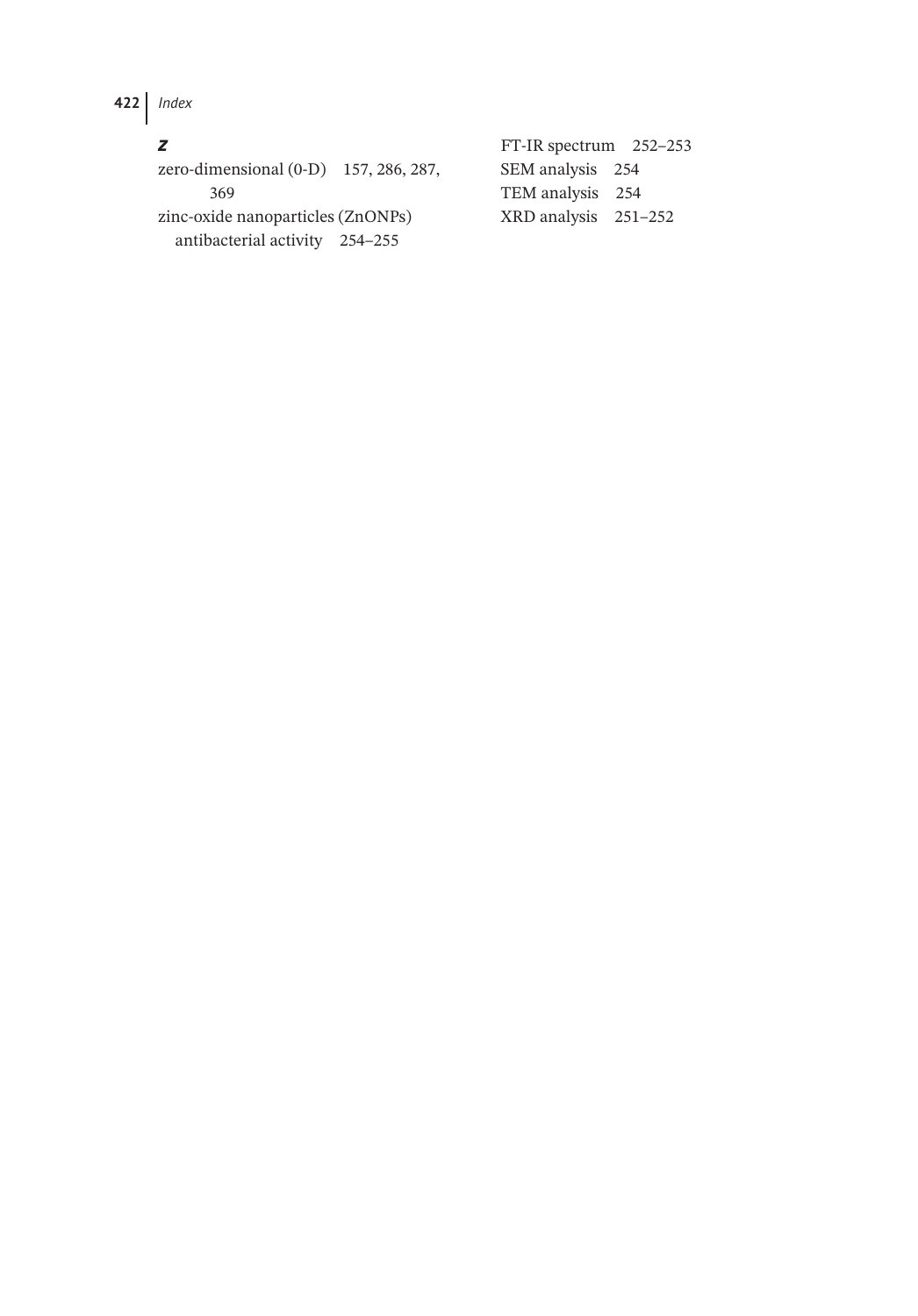## Z

zero-dimensional (0-D) 157, 286, 287, 369

zinc-oxide nanoparticles (ZnONPs)
- antibacterial activity 254–255
- FT-IR spectrum 252–253
- SEM analysis 254
- TEM analysis 254
- XRD analysis 251–252